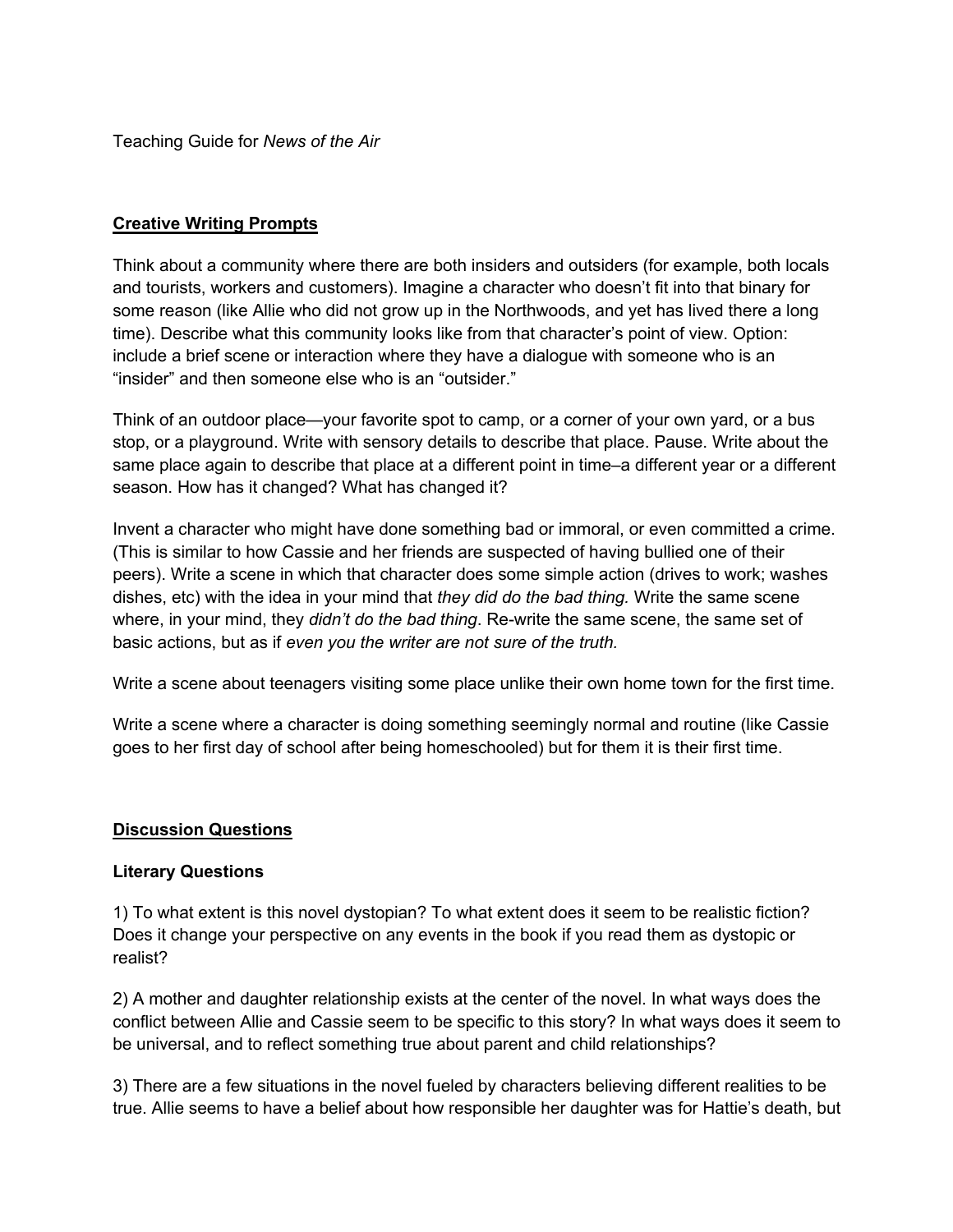Teaching Guide for *News of the Air*

## **Creative Writing Prompts**

Think about a community where there are both insiders and outsiders (for example, both locals and tourists, workers and customers). Imagine a character who doesn't fit into that binary for some reason (like Allie who did not grow up in the Northwoods, and yet has lived there a long time). Describe what this community looks like from that character's point of view. Option: include a brief scene or interaction where they have a dialogue with someone who is an "insider" and then someone else who is an "outsider."

Think of an outdoor place—your favorite spot to camp, or a corner of your own yard, or a bus stop, or a playground. Write with sensory details to describe that place. Pause. Write about the same place again to describe that place at a different point in time–a different year or a different season. How has it changed? What has changed it?

Invent a character who might have done something bad or immoral, or even committed a crime. (This is similar to how Cassie and her friends are suspected of having bullied one of their peers). Write a scene in which that character does some simple action (drives to work; washes dishes, etc) with the idea in your mind that *they did do the bad thing.* Write the same scene where, in your mind, they *didn't do the bad thing*. Re-write the same scene, the same set of basic actions, but as if *even you the writer are not sure of the truth.*

Write a scene about teenagers visiting some place unlike their own home town for the first time.

Write a scene where a character is doing something seemingly normal and routine (like Cassie goes to her first day of school after being homeschooled) but for them it is their first time.

## **Discussion Questions**

### **Literary Questions**

1) To what extent is this novel dystopian? To what extent does it seem to be realistic fiction? Does it change your perspective on any events in the book if you read them as dystopic or realist?

2) A mother and daughter relationship exists at the center of the novel. In what ways does the conflict between Allie and Cassie seem to be specific to this story? In what ways does it seem to be universal, and to reflect something true about parent and child relationships?

3) There are a few situations in the novel fueled by characters believing different realities to be true. Allie seems to have a belief about how responsible her daughter was for Hattie's death, but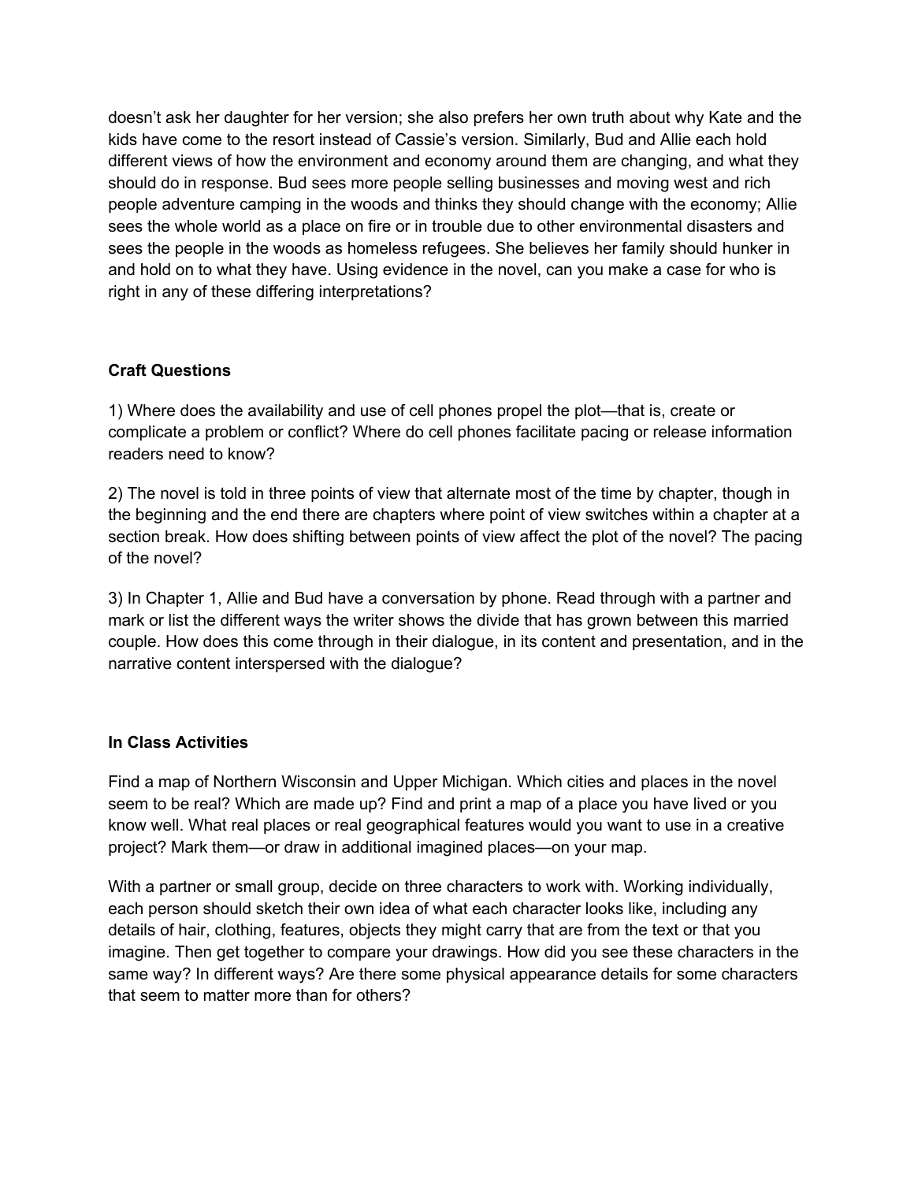doesn't ask her daughter for her version; she also prefers her own truth about why Kate and the kids have come to the resort instead of Cassie's version. Similarly, Bud and Allie each hold different views of how the environment and economy around them are changing, and what they should do in response. Bud sees more people selling businesses and moving west and rich people adventure camping in the woods and thinks they should change with the economy; Allie sees the whole world as a place on fire or in trouble due to other environmental disasters and sees the people in the woods as homeless refugees. She believes her family should hunker in and hold on to what they have. Using evidence in the novel, can you make a case for who is right in any of these differing interpretations?

**Craft Questions**

1) Where does the availability and use of cell phones propel the plot—that is, create or complicate a problem or conflict? Where do cell phones facilitate pacing or release information readers need to know?

2) The novel is told in three points of view that alternate most of the time by chapter, though in the beginning and the end there are chapters where point of view switches within a chapter at a section break. How does shifting between points of view affect the plot of the novel? The pacing of the novel?

3) In Chapter 1, Allie and Bud have a conversation by phone. Read through with a partner and mark or list the different ways the writer shows the divide that has grown between this married couple. How does this come through in their dialogue, in its content and presentation, and in the narrative content interspersed with the dialogue?

**In Class Activities**

Find a map of Northern Wisconsin and Upper Michigan. Which cities and places in the novel seem to be real? Which are made up? Find and print a map of a place you have lived or you know well. What real places or real geographical features would you want to use in a creative project? Mark them—or draw in additional imagined places—on your map.

With a partner or small group, decide on three characters to work with. Working individually, each person should sketch their own idea of what each character looks like, including any details of hair, clothing, features, objects they might carry that are from the text or that you imagine. Then get together to compare your drawings. How did you see these characters in the same way? In different ways? Are there some physical appearance details for some characters that seem to matter more than for others?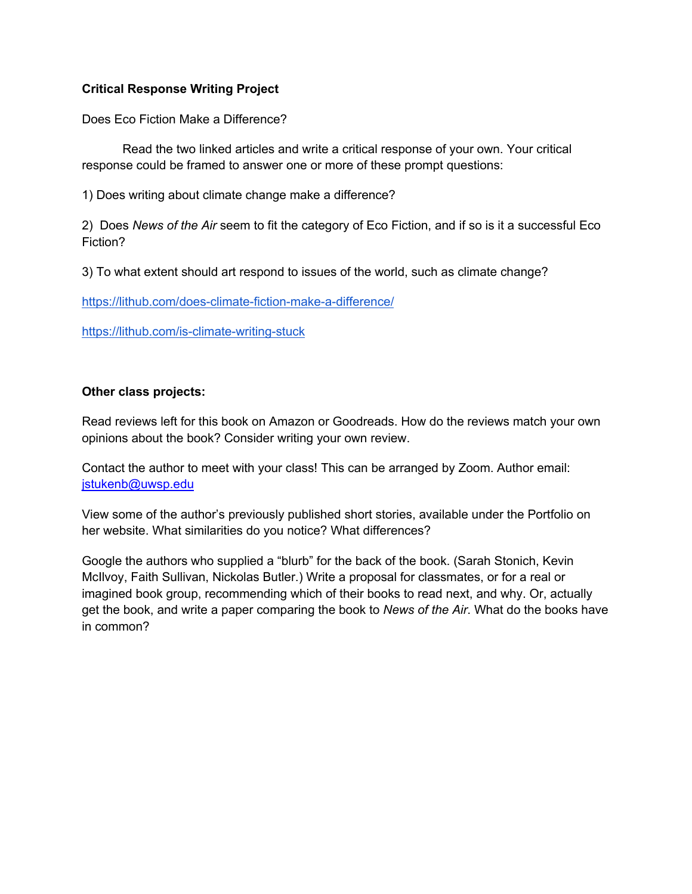**Critical Response Writing Project**

Does Eco Fiction Make a Difference?

Read the two linked articles and write a critical response of your own. Your critical response could be framed to answer one or more of these prompt questions:

1) Does writing about climate change make a difference?

2) Does *News of the Air* seem to fit the category of Eco Fiction, and if so is it a successful Eco Fiction?

3) To what extent should art respond to issues of the world, such as climate change?

https://lithub.com/does-climate-fiction-make-a-difference/

https://lithub.com/is-climate-writing-stuck

**Other class projects:**

Read reviews left for this book on Amazon or Goodreads. How do the reviews match your own opinions about the book? Consider writing your own review.

Contact the author to meet with your class! This can be arranged by Zoom. Author email: jstukenb@uwsp.edu

View some of the author's previously published short stories, available under the Portfolio on her website. What similarities do you notice? What differences?

Google the authors who supplied a "blurb" for the back of the book. (Sarah Stonich, Kevin McIlvoy, Faith Sullivan, Nickolas Butler.) Write a proposal for classmates, or for a real or imagined book group, recommending which of their books to read next, and why. Or, actually get the book, and write a paper comparing the book to *News of the Air*. What do the books have in common?